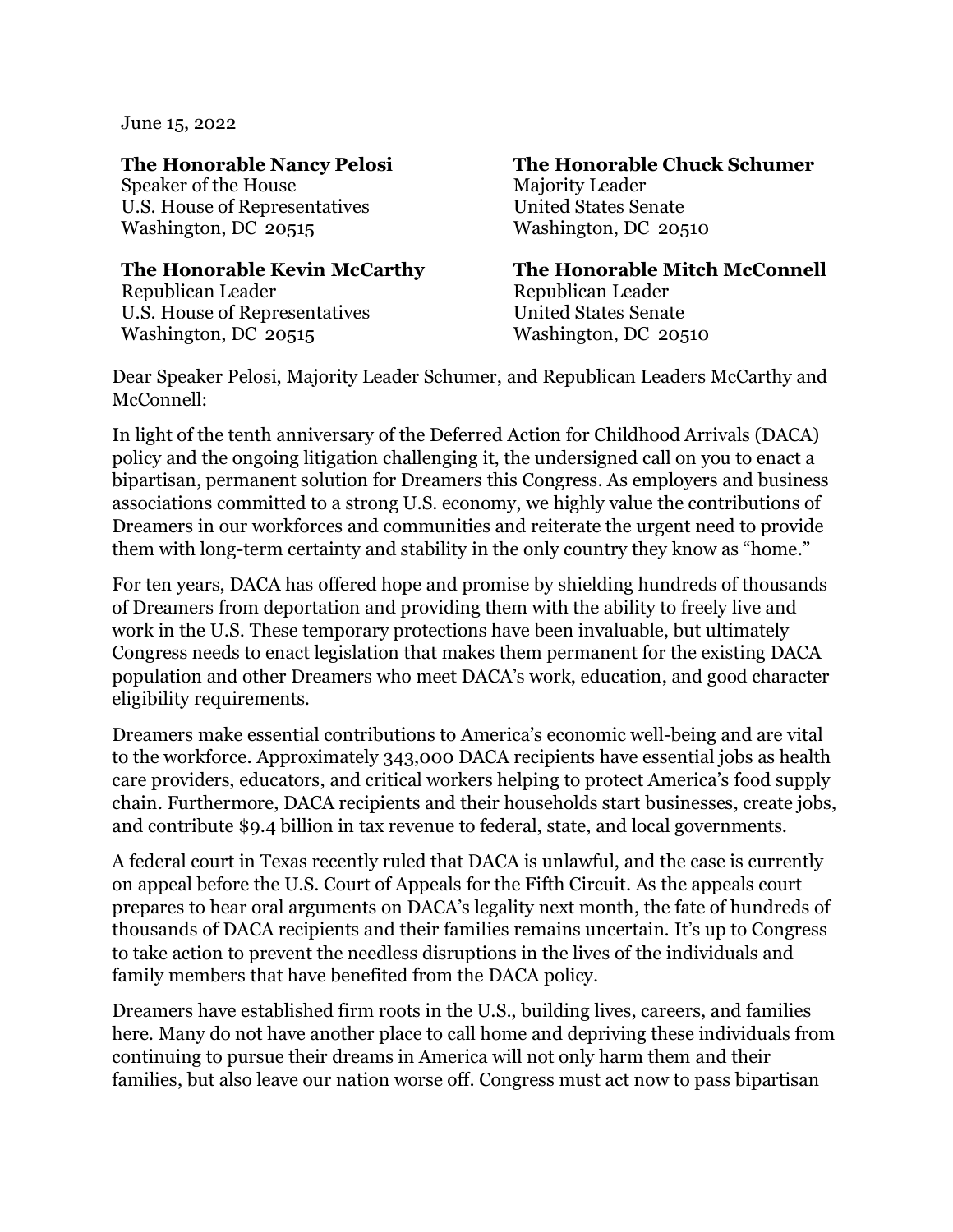June 15, 2022

**The Honorable Nancy Pelosi**
Speaker of the House
U.S. House of Representatives
Washington, DC 20515

**The Honorable Chuck Schumer**
Majority Leader
United States Senate
Washington, DC 20510

**The Honorable Kevin McCarthy**
Republican Leader
U.S. House of Representatives
Washington, DC 20515

**The Honorable Mitch McConnell**
Republican Leader
United States Senate
Washington, DC 20510

Dear Speaker Pelosi, Majority Leader Schumer, and Republican Leaders McCarthy and McConnell:

In light of the tenth anniversary of the Deferred Action for Childhood Arrivals (DACA) policy and the ongoing litigation challenging it, the undersigned call on you to enact a bipartisan, permanent solution for Dreamers this Congress. As employers and business associations committed to a strong U.S. economy, we highly value the contributions of Dreamers in our workforces and communities and reiterate the urgent need to provide them with long-term certainty and stability in the only country they know as "home."

For ten years, DACA has offered hope and promise by shielding hundreds of thousands of Dreamers from deportation and providing them with the ability to freely live and work in the U.S. These temporary protections have been invaluable, but ultimately Congress needs to enact legislation that makes them permanent for the existing DACA population and other Dreamers who meet DACA's work, education, and good character eligibility requirements.

Dreamers make essential contributions to America's economic well-being and are vital to the workforce. Approximately 343,000 DACA recipients have essential jobs as health care providers, educators, and critical workers helping to protect America's food supply chain. Furthermore, DACA recipients and their households start businesses, create jobs, and contribute $9.4 billion in tax revenue to federal, state, and local governments.

A federal court in Texas recently ruled that DACA is unlawful, and the case is currently on appeal before the U.S. Court of Appeals for the Fifth Circuit. As the appeals court prepares to hear oral arguments on DACA's legality next month, the fate of hundreds of thousands of DACA recipients and their families remains uncertain. It's up to Congress to take action to prevent the needless disruptions in the lives of the individuals and family members that have benefited from the DACA policy.

Dreamers have established firm roots in the U.S., building lives, careers, and families here. Many do not have another place to call home and depriving these individuals from continuing to pursue their dreams in America will not only harm them and their families, but also leave our nation worse off. Congress must act now to pass bipartisan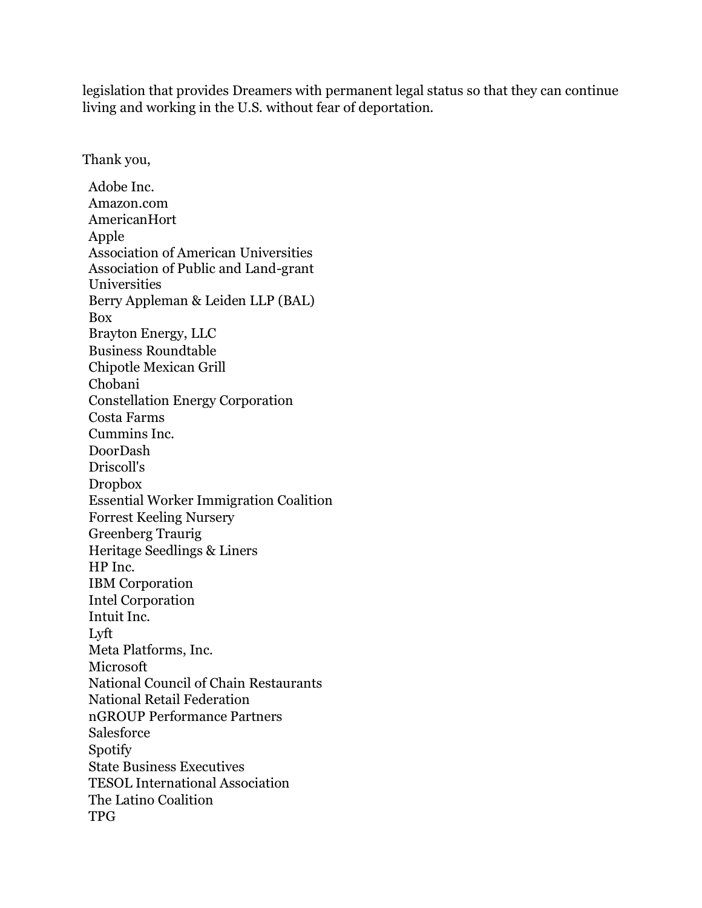legislation that provides Dreamers with permanent legal status so that they can continue living and working in the U.S. without fear of deportation.

Thank you,

Adobe Inc.
Amazon.com
AmericanHort
Apple
Association of American Universities
Association of Public and Land-grant Universities
Berry Appleman & Leiden LLP (BAL)
Box
Brayton Energy, LLC
Business Roundtable
Chipotle Mexican Grill
Chobani
Constellation Energy Corporation
Costa Farms
Cummins Inc.
DoorDash
Driscoll's
Dropbox
Essential Worker Immigration Coalition
Forrest Keeling Nursery
Greenberg Traurig
Heritage Seedlings & Liners
HP Inc.
IBM Corporation
Intel Corporation
Intuit Inc.
Lyft
Meta Platforms, Inc.
Microsoft
National Council of Chain Restaurants
National Retail Federation
nGROUP Performance Partners
Salesforce
Spotify
State Business Executives
TESOL International Association
The Latino Coalition
TPG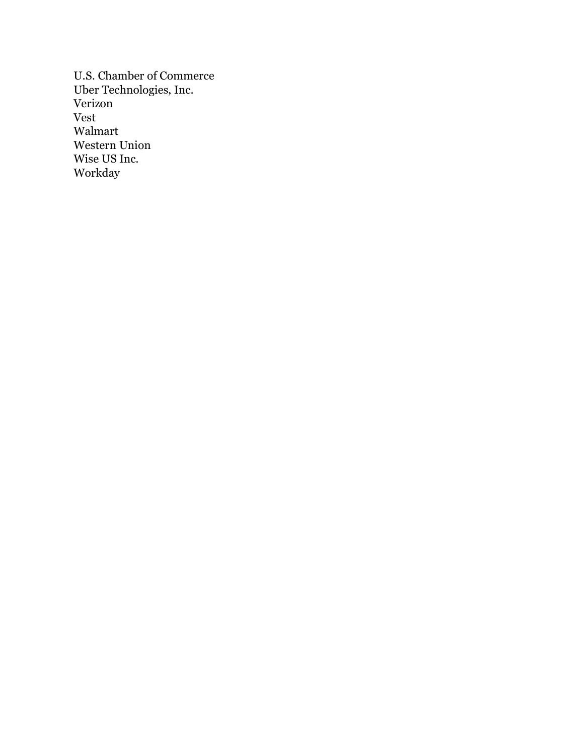U.S. Chamber of Commerce
Uber Technologies, Inc.
Verizon
Vest
Walmart
Western Union
Wise US Inc.
Workday